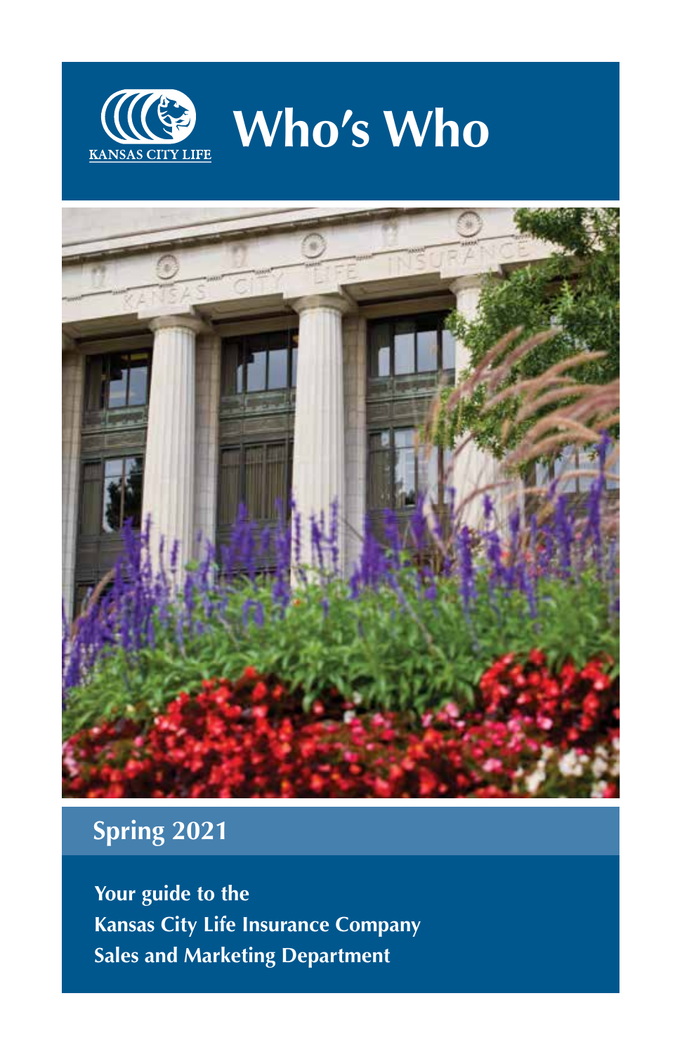KANSAS CITY LIFE

# Who's Who

## Spring 2021

**Your guide to the**
**Kansas City Life Insurance Company**
**Sales and Marketing Department**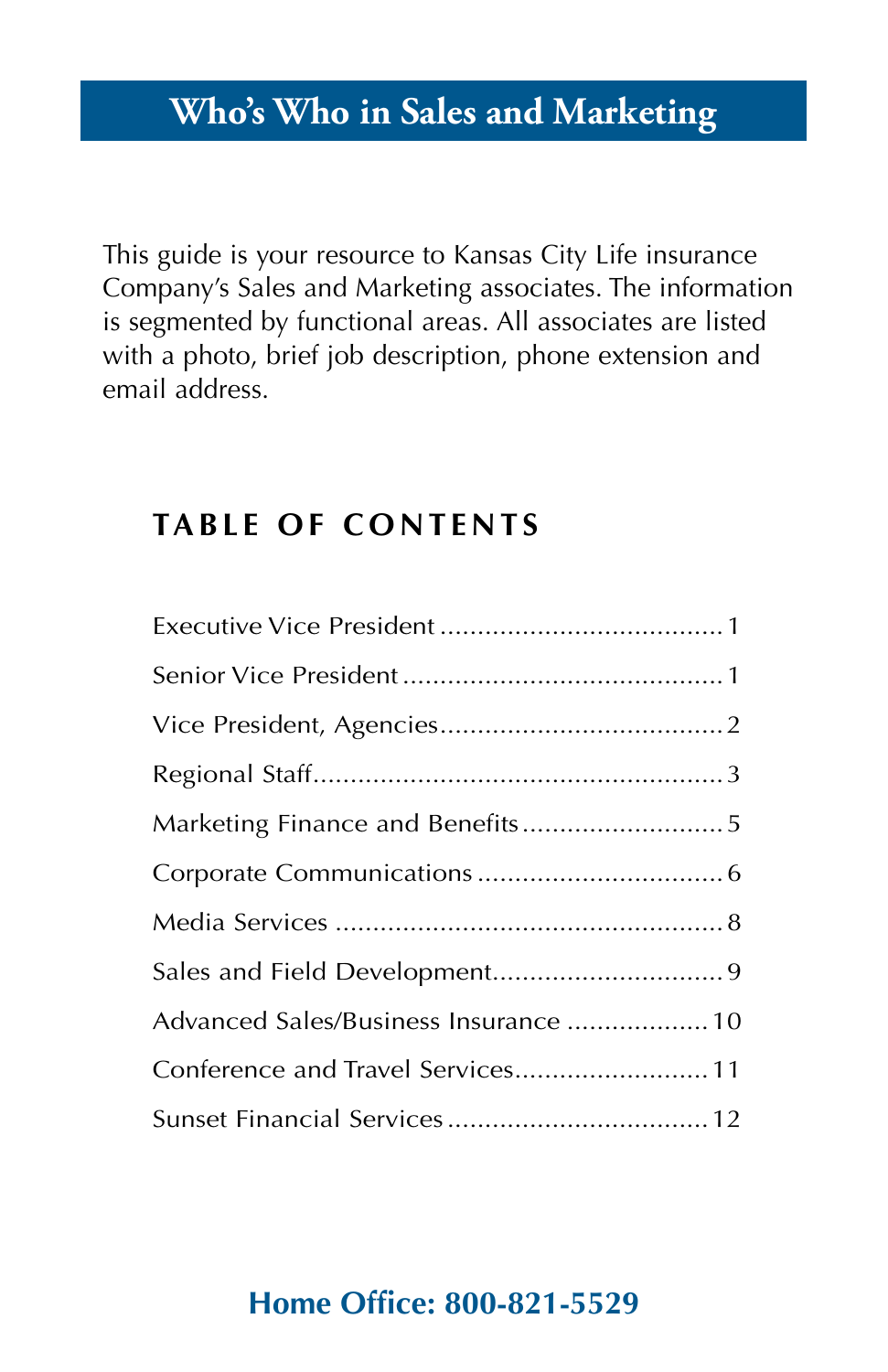# Who's Who in Sales and Marketing

This guide is your resource to Kansas City Life insurance Company's Sales and Marketing associates. The information is segmented by functional areas. All associates are listed with a photo, brief job description, phone extension and email address.

## TABLE OF CONTENTS

| Section | Page |
|---|---|
| Executive Vice President | 1 |
| Senior Vice President | 1 |
| Vice President, Agencies | 2 |
| Regional Staff | 3 |
| Marketing Finance and Benefits | 5 |
| Corporate Communications | 6 |
| Media Services | 8 |
| Sales and Field Development | 9 |
| Advanced Sales/Business Insurance | 10 |
| Conference and Travel Services | 11 |
| Sunset Financial Services | 12 |

**Home Office: 800-821-5529**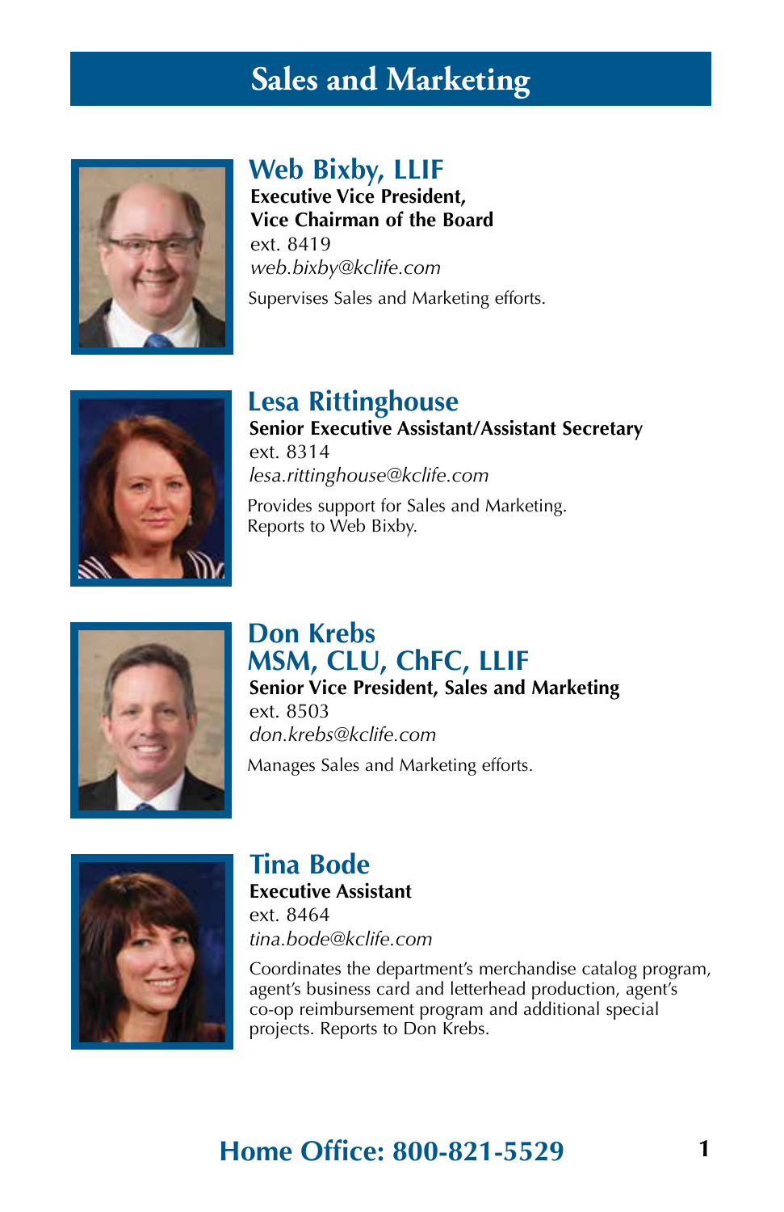# Sales and Marketing

## Web Bixby, LLIF

**Executive Vice President,**
**Vice Chairman of the Board**
ext. 8419
*web.bixby@kclife.com*

Supervises Sales and Marketing efforts.

## Lesa Rittinghouse

**Senior Executive Assistant/Assistant Secretary**
ext. 8314
*lesa.rittinghouse@kclife.com*

Provides support for Sales and Marketing.
Reports to Web Bixby.

## Don Krebs MSM, CLU, ChFC, LLIF

**Senior Vice President, Sales and Marketing**
ext. 8503
*don.krebs@kclife.com*

Manages Sales and Marketing efforts.

## Tina Bode

**Executive Assistant**
ext. 8464
*tina.bode@kclife.com*

Coordinates the department's merchandise catalog program, agent's business card and letterhead production, agent's co-op reimbursement program and additional special projects. Reports to Don Krebs.

**Home Office: 800-821-5529**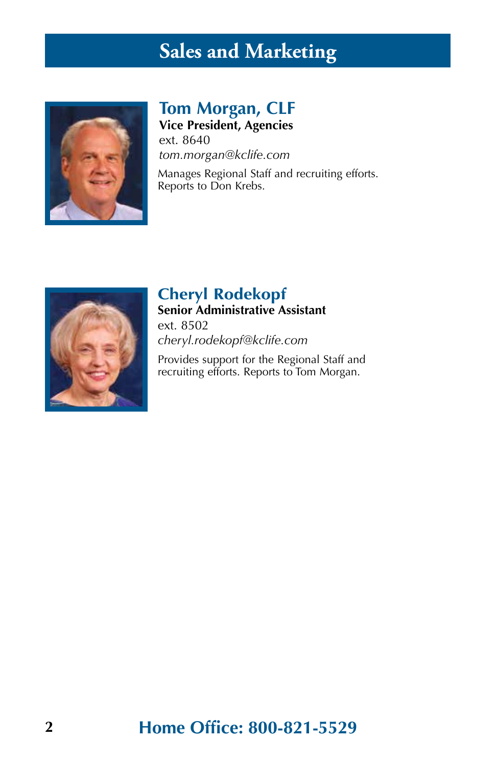# Sales and Marketing

## Tom Morgan, CLF

**Vice President, Agencies**
ext. 8640
*tom.morgan@kclife.com*

Manages Regional Staff and recruiting efforts. Reports to Don Krebs.

## Cheryl Rodekopf

**Senior Administrative Assistant**
ext. 8502
*cheryl.rodekopf@kclife.com*

Provides support for the Regional Staff and recruiting efforts. Reports to Tom Morgan.

**Home Office: 800-821-5529**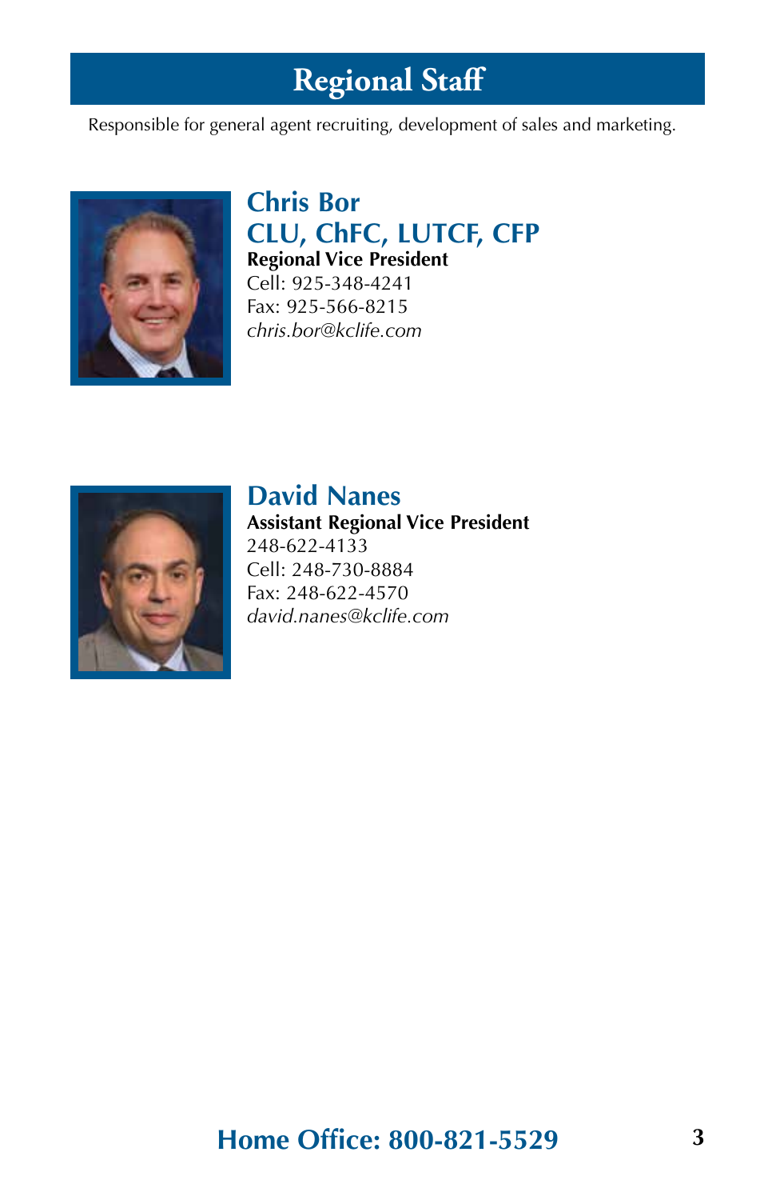# Regional Staff

Responsible for general agent recruiting, development of sales and marketing.

## Chris Bor
## CLU, ChFC, LUTCF, CFP

**Regional Vice President**
Cell: 925-348-4241
Fax: 925-566-8215
*chris.bor@kclife.com*

## David Nanes

**Assistant Regional Vice President**
248-622-4133
Cell: 248-730-8884
Fax: 248-622-4570
*david.nanes@kclife.com*

**Home Office: 800-821-5529**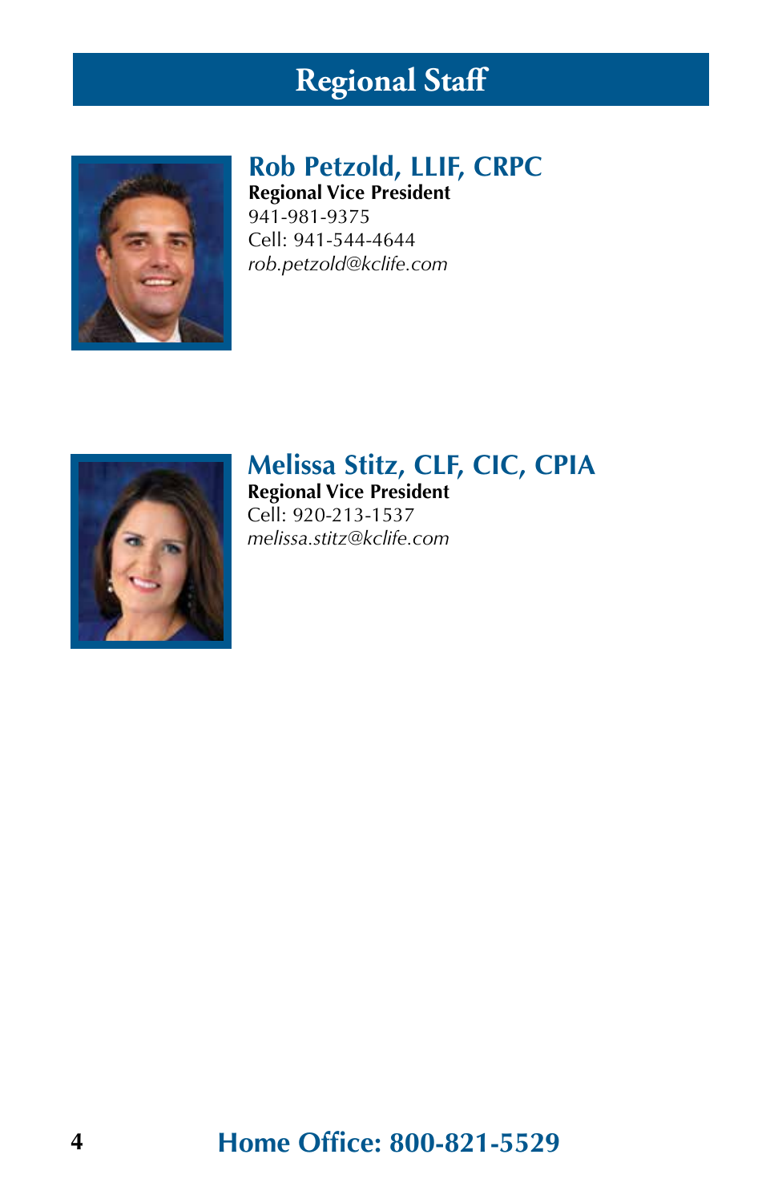# Regional Staff

## Rob Petzold, LLIF, CRPC

**Regional Vice President**
941-981-9375
Cell: 941-544-4644
*rob.petzold@kclife.com*

## Melissa Stitz, CLF, CIC, CPIA

**Regional Vice President**
Cell: 920-213-1537
*melissa.stitz@kclife.com*

**Home Office: 800-821-5529**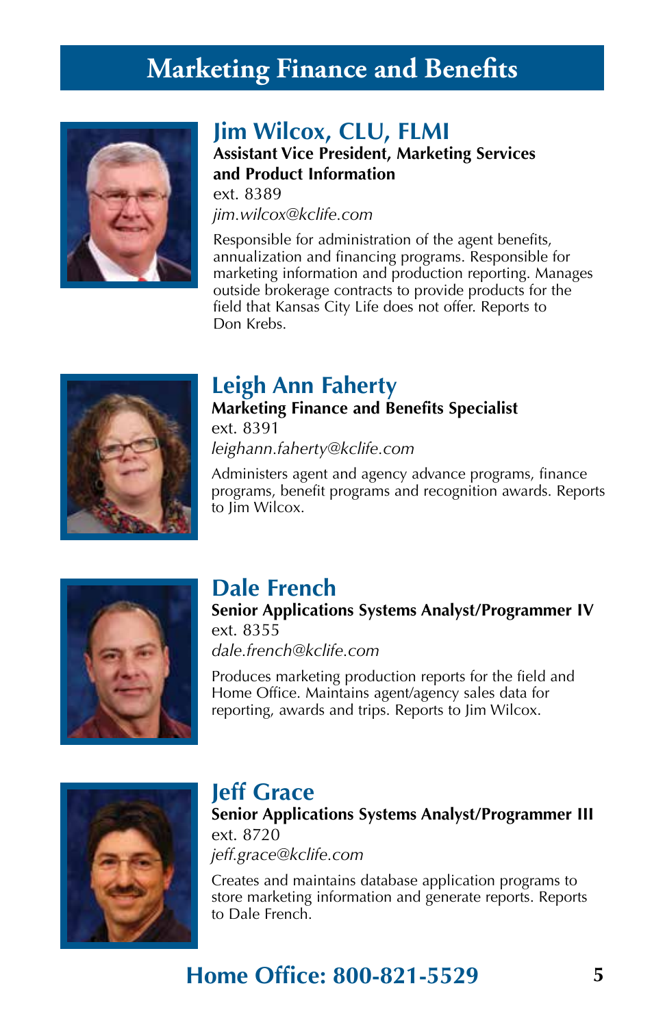# Marketing Finance and Benefits

## Jim Wilcox, CLU, FLMI

**Assistant Vice President, Marketing Services and Product Information**

ext. 8389

*jim.wilcox@kclife.com*

Responsible for administration of the agent benefits, annualization and financing programs. Responsible for marketing information and production reporting. Manages outside brokerage contracts to provide products for the field that Kansas City Life does not offer. Reports to Don Krebs.

## Leigh Ann Faherty

**Marketing Finance and Benefits Specialist**

ext. 8391

*leighann.faherty@kclife.com*

Administers agent and agency advance programs, finance programs, benefit programs and recognition awards. Reports to Jim Wilcox.

## Dale French

**Senior Applications Systems Analyst/Programmer IV**

ext. 8355

*dale.french@kclife.com*

Produces marketing production reports for the field and Home Office. Maintains agent/agency sales data for reporting, awards and trips. Reports to Jim Wilcox.

## Jeff Grace

**Senior Applications Systems Analyst/Programmer III**

ext. 8720

*jeff.grace@kclife.com*

Creates and maintains database application programs to store marketing information and generate reports. Reports to Dale French.

**Home Office: 800-821-5529**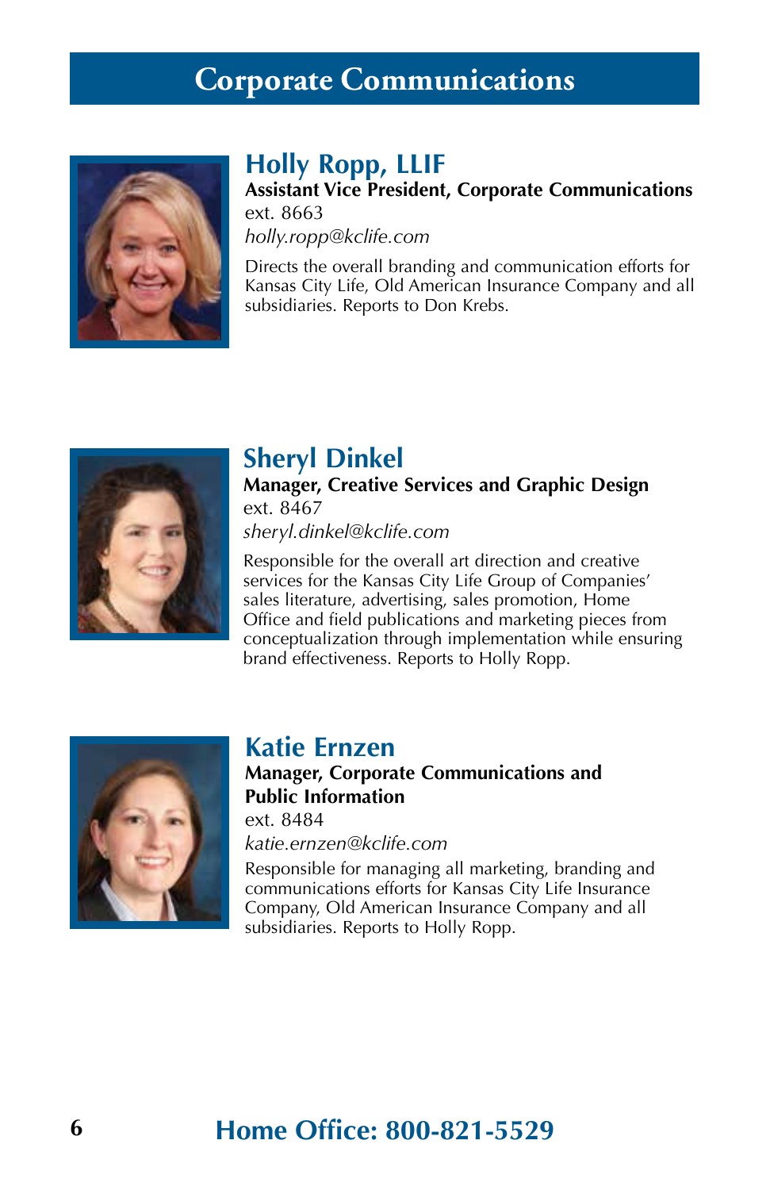# Corporate Communications

## Holly Ropp, LLIF

**Assistant Vice President, Corporate Communications**

ext. 8663

*holly.ropp@kclife.com*

Directs the overall branding and communication efforts for Kansas City Life, Old American Insurance Company and all subsidiaries. Reports to Don Krebs.

## Sheryl Dinkel

**Manager, Creative Services and Graphic Design**

ext. 8467

*sheryl.dinkel@kclife.com*

Responsible for the overall art direction and creative services for the Kansas City Life Group of Companies' sales literature, advertising, sales promotion, Home Office and field publications and marketing pieces from conceptualization through implementation while ensuring brand effectiveness. Reports to Holly Ropp.

## Katie Ernzen

**Manager, Corporate Communications and Public Information**

ext. 8484

*katie.ernzen@kclife.com*

Responsible for managing all marketing, branding and communications efforts for Kansas City Life Insurance Company, Old American Insurance Company and all subsidiaries. Reports to Holly Ropp.

**Home Office: 800-821-5529**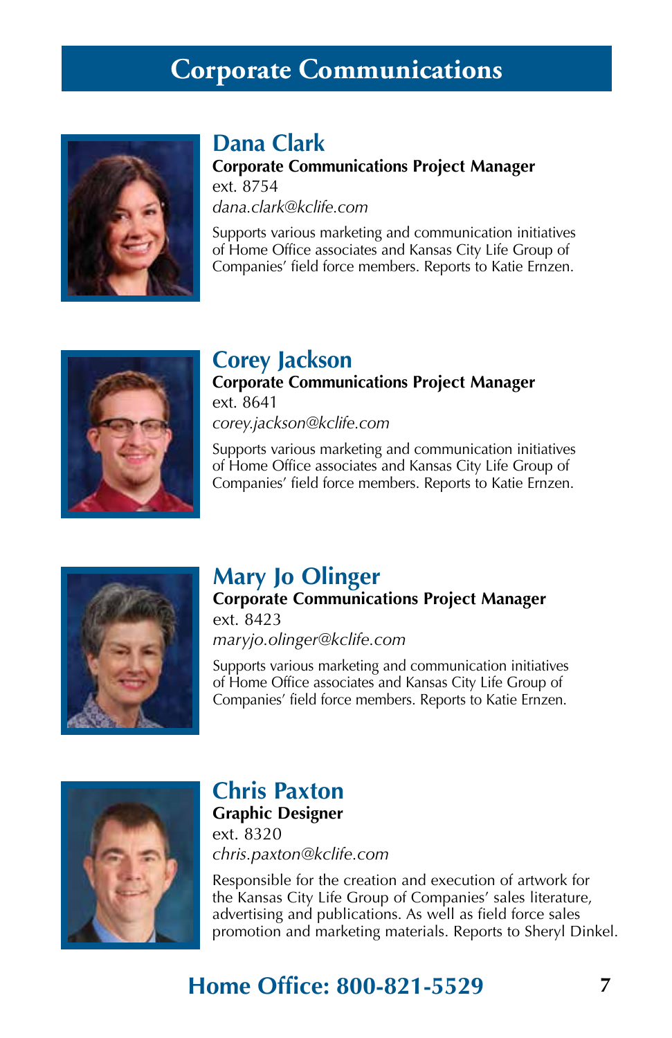# Corporate Communications

## Dana Clark

**Corporate Communications Project Manager**
ext. 8754
*dana.clark@kclife.com*

Supports various marketing and communication initiatives of Home Office associates and Kansas City Life Group of Companies' field force members. Reports to Katie Ernzen.

## Corey Jackson

**Corporate Communications Project Manager**
ext. 8641
*corey.jackson@kclife.com*

Supports various marketing and communication initiatives of Home Office associates and Kansas City Life Group of Companies' field force members. Reports to Katie Ernzen.

## Mary Jo Olinger

**Corporate Communications Project Manager**
ext. 8423
*maryjo.olinger@kclife.com*

Supports various marketing and communication initiatives of Home Office associates and Kansas City Life Group of Companies' field force members. Reports to Katie Ernzen.

## Chris Paxton

**Graphic Designer**
ext. 8320
*chris.paxton@kclife.com*

Responsible for the creation and execution of artwork for the Kansas City Life Group of Companies' sales literature, advertising and publications. As well as field force sales promotion and marketing materials. Reports to Sheryl Dinkel.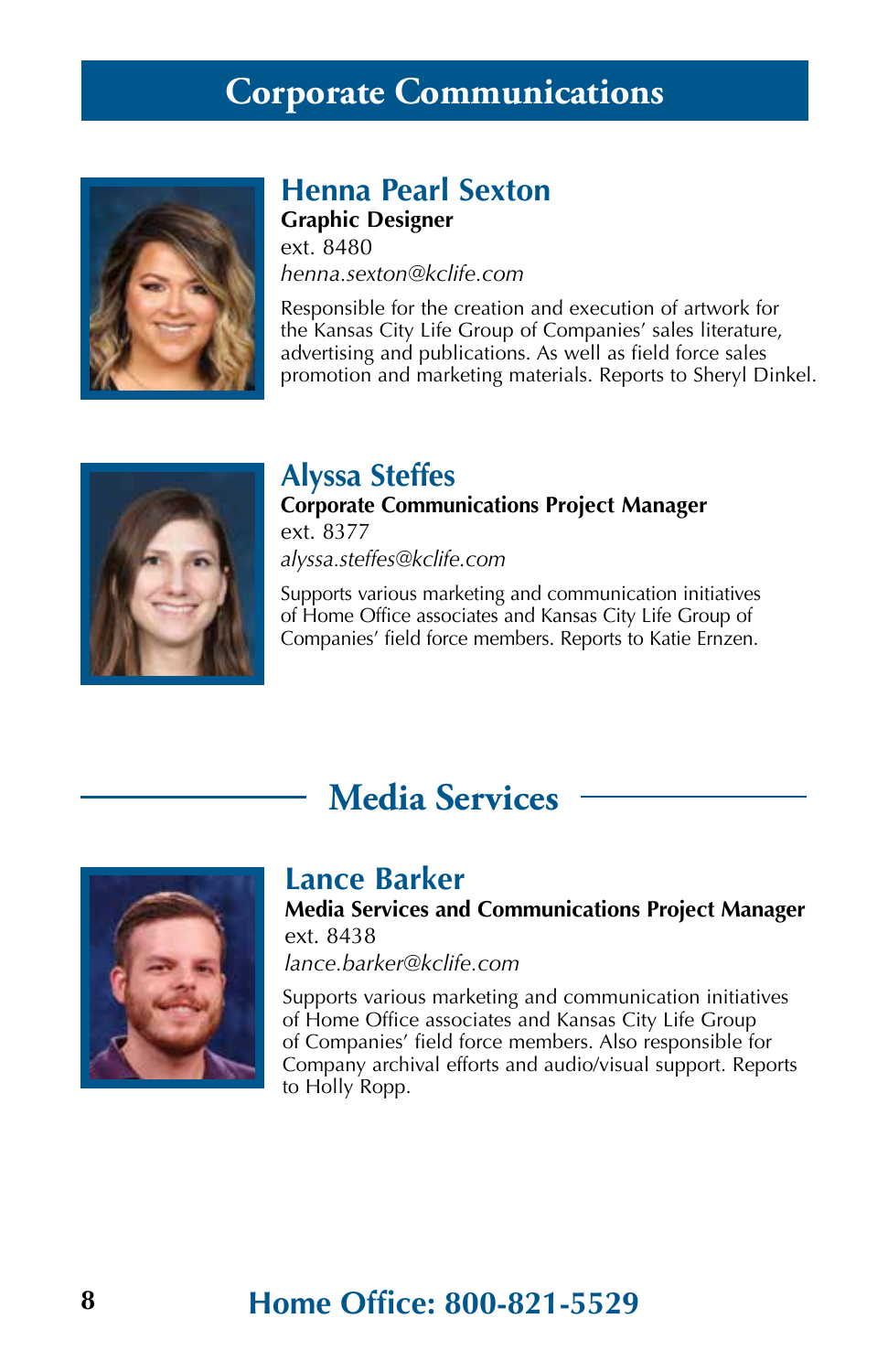# Corporate Communications

## Henna Pearl Sexton

**Graphic Designer**
ext. 8480
*henna.sexton@kclife.com*

Responsible for the creation and execution of artwork for the Kansas City Life Group of Companies' sales literature, advertising and publications. As well as field force sales promotion and marketing materials. Reports to Sheryl Dinkel.

## Alyssa Steffes

**Corporate Communications Project Manager**
ext. 8377
*alyssa.steffes@kclife.com*

Supports various marketing and communication initiatives of Home Office associates and Kansas City Life Group of Companies' field force members. Reports to Katie Ernzen.

# Media Services

## Lance Barker

**Media Services and Communications Project Manager**
ext. 8438
*lance.barker@kclife.com*

Supports various marketing and communication initiatives of Home Office associates and Kansas City Life Group of Companies' field force members. Also responsible for Company archival efforts and audio/visual support. Reports to Holly Ropp.

**Home Office: 800-821-5529**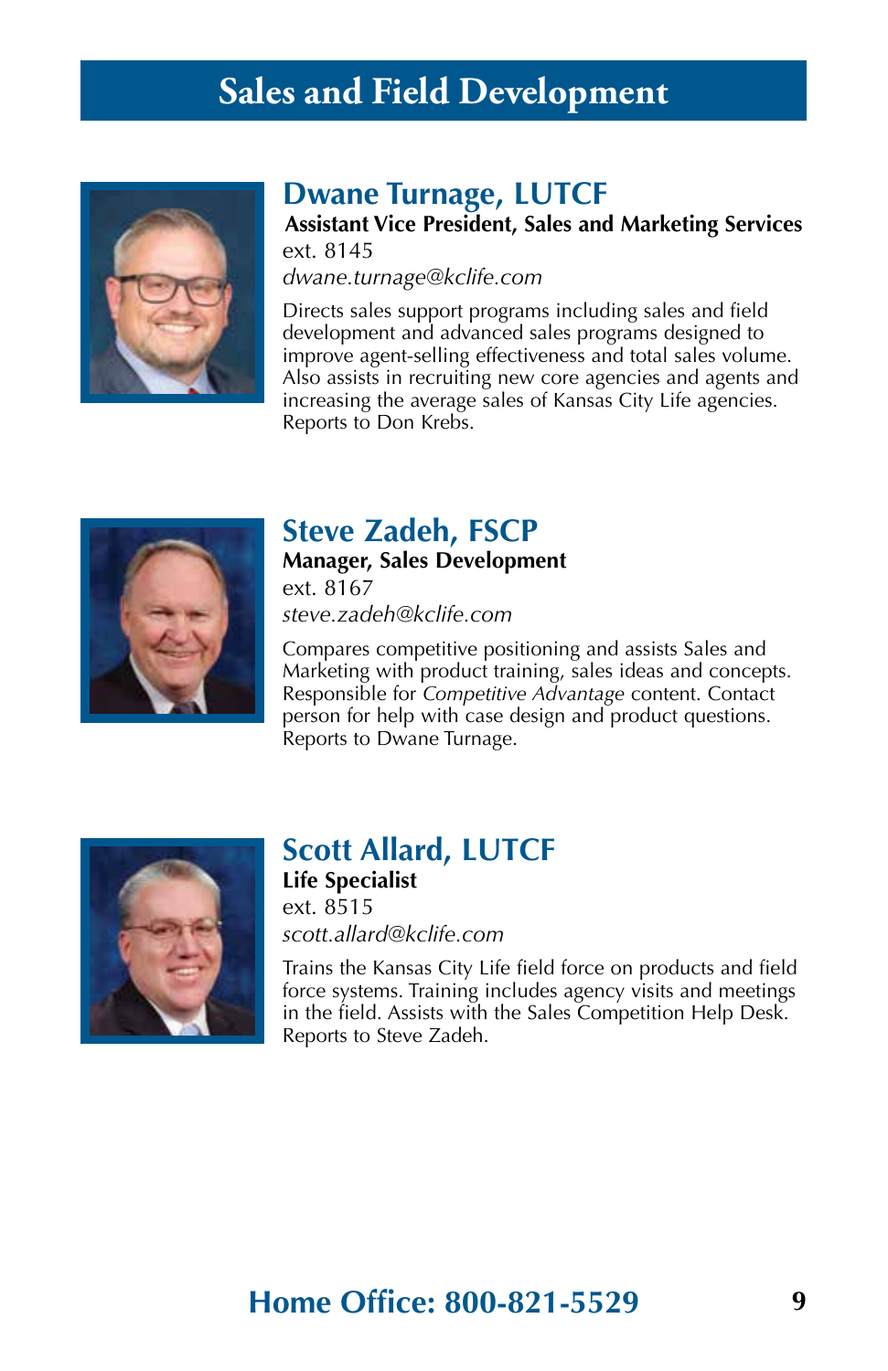# Sales and Field Development

## Dwane Turnage, LUTCF

**Assistant Vice President, Sales and Marketing Services**

ext. 8145

*dwane.turnage@kclife.com*

Directs sales support programs including sales and field development and advanced sales programs designed to improve agent-selling effectiveness and total sales volume. Also assists in recruiting new core agencies and agents and increasing the average sales of Kansas City Life agencies. Reports to Don Krebs.

## Steve Zadeh, FSCP

**Manager, Sales Development**

ext. 8167

*steve.zadeh@kclife.com*

Compares competitive positioning and assists Sales and Marketing with product training, sales ideas and concepts. Responsible for *Competitive Advantage* content. Contact person for help with case design and product questions. Reports to Dwane Turnage.

## Scott Allard, LUTCF

**Life Specialist**

ext. 8515

*scott.allard@kclife.com*

Trains the Kansas City Life field force on products and field force systems. Training includes agency visits and meetings in the field. Assists with the Sales Competition Help Desk. Reports to Steve Zadeh.

**Home Office: 800-821-5529**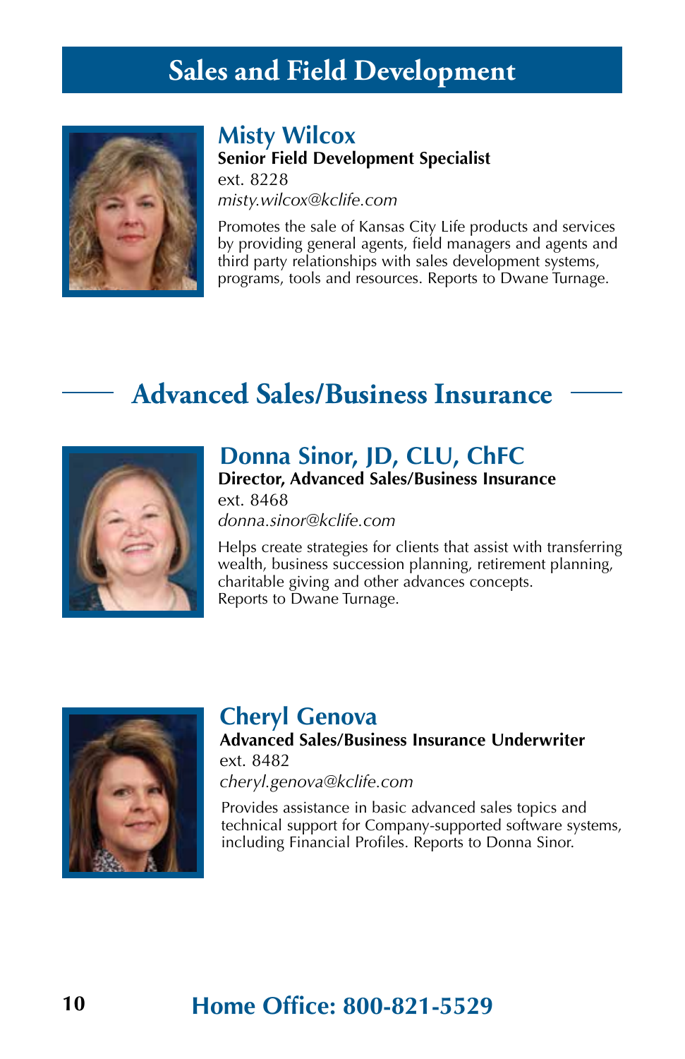# Sales and Field Development

### Misty Wilcox

**Senior Field Development Specialist**
ext. 8228
*misty.wilcox@kclife.com*

Promotes the sale of Kansas City Life products and services by providing general agents, field managers and agents and third party relationships with sales development systems, programs, tools and resources. Reports to Dwane Turnage.

## Advanced Sales/Business Insurance

### Donna Sinor, JD, CLU, ChFC

**Director, Advanced Sales/Business Insurance**
ext. 8468
*donna.sinor@kclife.com*

Helps create strategies for clients that assist with transferring wealth, business succession planning, retirement planning, charitable giving and other advances concepts.
Reports to Dwane Turnage.

### Cheryl Genova

**Advanced Sales/Business Insurance Underwriter**
ext. 8482
*cheryl.genova@kclife.com*

Provides assistance in basic advanced sales topics and technical support for Company-supported software systems, including Financial Profiles. Reports to Donna Sinor.

**Home Office: 800-821-5529**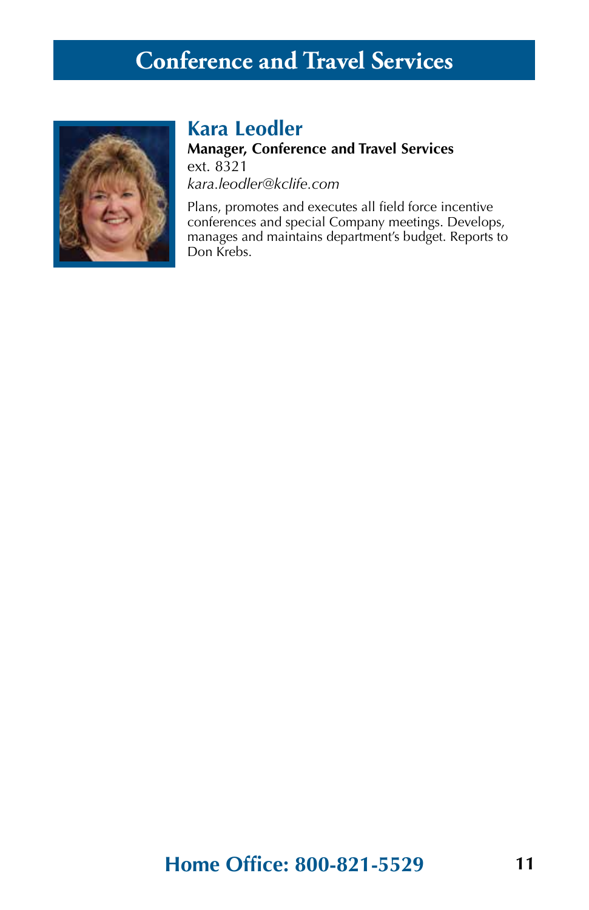# Conference and Travel Services

## Kara Leodler

**Manager, Conference and Travel Services**

ext. 8321

*kara.leodler@kclife.com*

Plans, promotes and executes all field force incentive conferences and special Company meetings. Develops, manages and maintains department's budget. Reports to Don Krebs.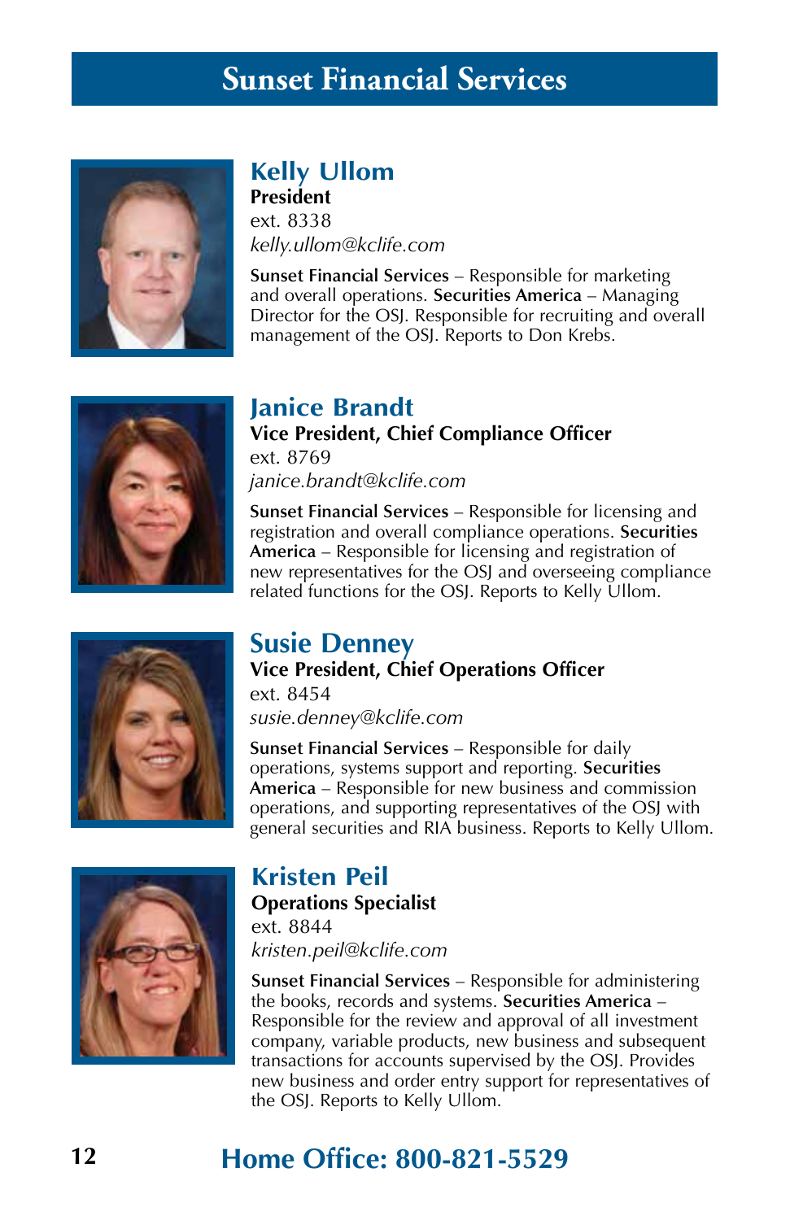# Sunset Financial Services

## Kelly Ullom

**President**

ext. 8338

*kelly.ullom@kclife.com*

**Sunset Financial Services** – Responsible for marketing and overall operations. **Securities America** – Managing Director for the OSJ. Responsible for recruiting and overall management of the OSJ. Reports to Don Krebs.

## Janice Brandt

**Vice President, Chief Compliance Officer**

ext. 8769

*janice.brandt@kclife.com*

**Sunset Financial Services** – Responsible for licensing and registration and overall compliance operations. **Securities America** – Responsible for licensing and registration of new representatives for the OSJ and overseeing compliance related functions for the OSJ. Reports to Kelly Ullom.

## Susie Denney

**Vice President, Chief Operations Officer**

ext. 8454

*susie.denney@kclife.com*

**Sunset Financial Services** – Responsible for daily operations, systems support and reporting. **Securities America** – Responsible for new business and commission operations, and supporting representatives of the OSJ with general securities and RIA business. Reports to Kelly Ullom.

## Kristen Peil

**Operations Specialist**

ext. 8844

*kristen.peil@kclife.com*

**Sunset Financial Services** – Responsible for administering the books, records and systems. **Securities America** – Responsible for the review and approval of all investment company, variable products, new business and subsequent transactions for accounts supervised by the OSJ. Provides new business and order entry support for representatives of the OSJ. Reports to Kelly Ullom.

**Home Office: 800-821-5529**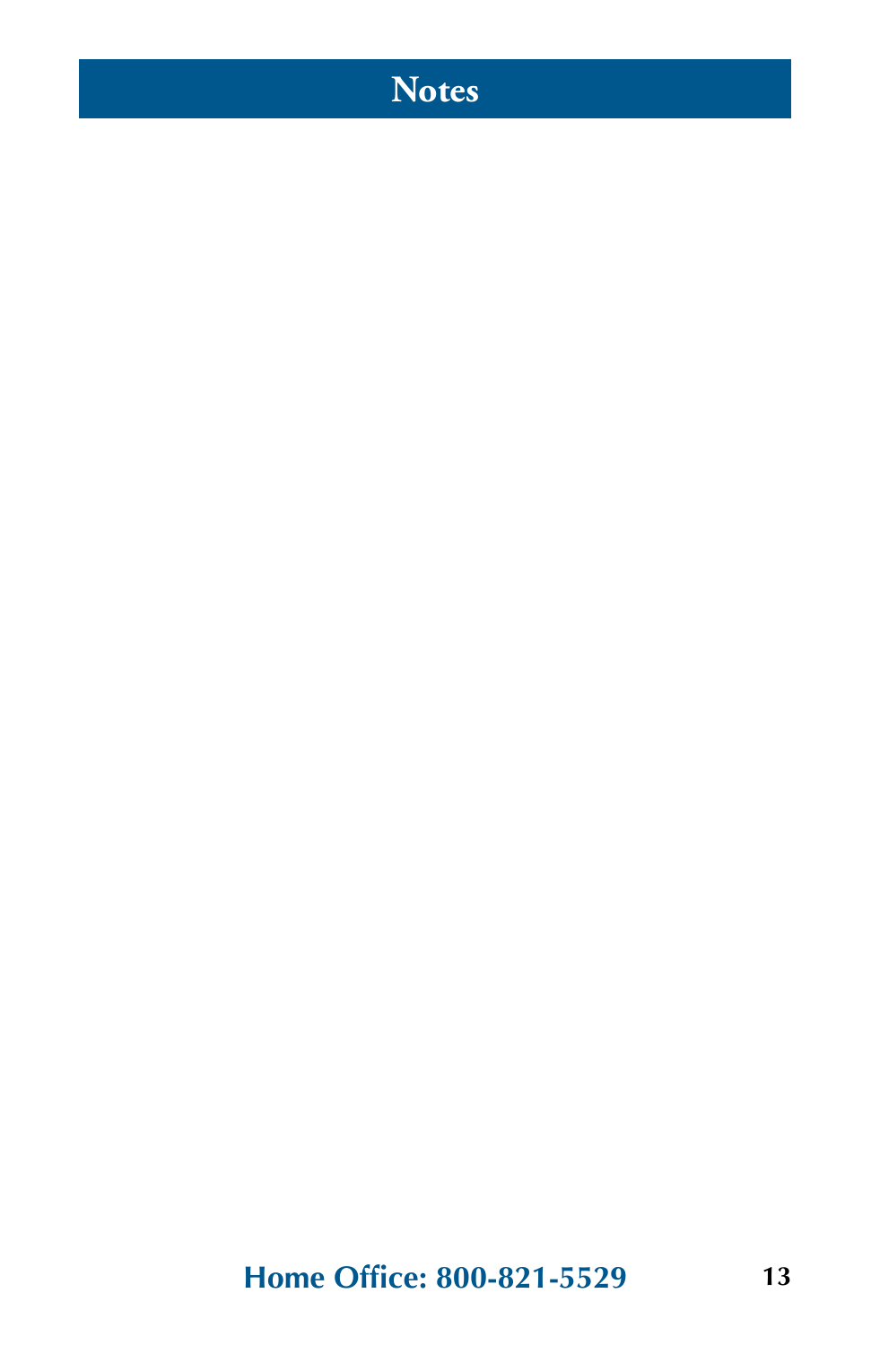# Notes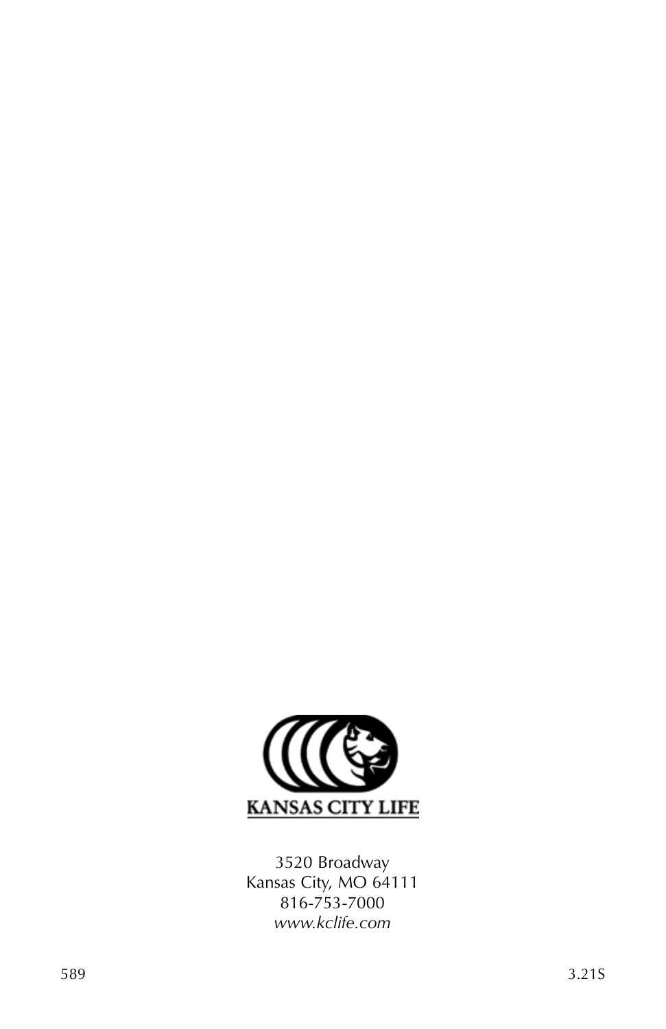KANSAS CITY LIFE

3520 Broadway
Kansas City, MO 64111
816-753-7000
*www.kclife.com*

589

3.21S